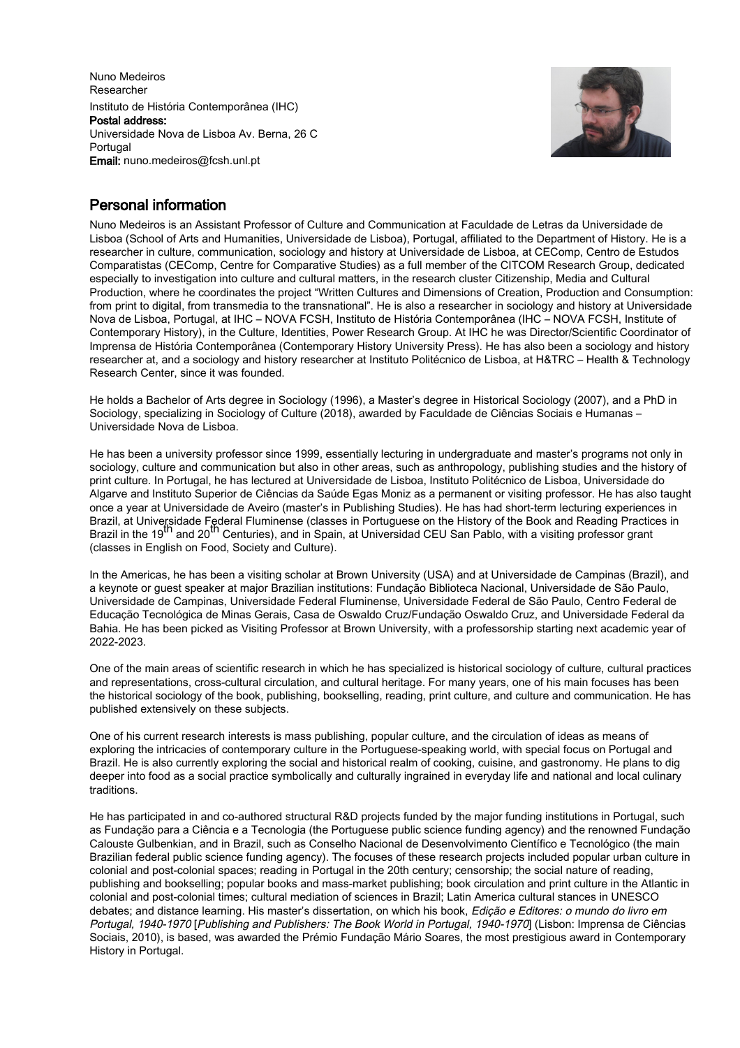Nuno Medeiros
Researcher
Instituto de História Contemporânea (IHC)
**Postal address:**
Universidade Nova de Lisboa Av. Berna, 26 C
Portugal
**Email:** nuno.medeiros@fcsh.unl.pt

## Personal information

Nuno Medeiros is an Assistant Professor of Culture and Communication at Faculdade de Letras da Universidade de Lisboa (School of Arts and Humanities, Universidade de Lisboa), Portugal, affiliated to the Department of History. He is a researcher in culture, communication, sociology and history at Universidade de Lisboa, at CEComp, Centro de Estudos Comparatistas (CEComp, Centre for Comparative Studies) as a full member of the CITCOM Research Group, dedicated especially to investigation into culture and cultural matters, in the research cluster Citizenship, Media and Cultural Production, where he coordinates the project "Written Cultures and Dimensions of Creation, Production and Consumption: from print to digital, from transmedia to the transnational". He is also a researcher in sociology and history at Universidade Nova de Lisboa, Portugal, at IHC – NOVA FCSH, Instituto de História Contemporânea (IHC – NOVA FCSH, Institute of Contemporary History), in the Culture, Identities, Power Research Group. At IHC he was Director/Scientific Coordinator of Imprensa de História Contemporânea (Contemporary History University Press). He has also been a sociology and history researcher at, and a sociology and history researcher at Instituto Politécnico de Lisboa, at H&TRC – Health & Technology Research Center, since it was founded.

He holds a Bachelor of Arts degree in Sociology (1996), a Master's degree in Historical Sociology (2007), and a PhD in Sociology, specializing in Sociology of Culture (2018), awarded by Faculdade de Ciências Sociais e Humanas – Universidade Nova de Lisboa.

He has been a university professor since 1999, essentially lecturing in undergraduate and master's programs not only in sociology, culture and communication but also in other areas, such as anthropology, publishing studies and the history of print culture. In Portugal, he has lectured at Universidade de Lisboa, Instituto Politécnico de Lisboa, Universidade do Algarve and Instituto Superior de Ciências da Saúde Egas Moniz as a permanent or visiting professor. He has also taught once a year at Universidade de Aveiro (master's in Publishing Studies). He has had short-term lecturing experiences in Brazil, at Universidade Federal Fluminense (classes in Portuguese on the History of the Book and Reading Practices in Brazil in the 19th and 20th Centuries), and in Spain, at Universidad CEU San Pablo, with a visiting professor grant (classes in English on Food, Society and Culture).

In the Americas, he has been a visiting scholar at Brown University (USA) and at Universidade de Campinas (Brazil), and a keynote or guest speaker at major Brazilian institutions: Fundação Biblioteca Nacional, Universidade de São Paulo, Universidade de Campinas, Universidade Federal Fluminense, Universidade Federal de São Paulo, Centro Federal de Educação Tecnológica de Minas Gerais, Casa de Oswaldo Cruz/Fundação Oswaldo Cruz, and Universidade Federal da Bahia. He has been picked as Visiting Professor at Brown University, with a professorship starting next academic year of 2022-2023.

One of the main areas of scientific research in which he has specialized is historical sociology of culture, cultural practices and representations, cross-cultural circulation, and cultural heritage. For many years, one of his main focuses has been the historical sociology of the book, publishing, bookselling, reading, print culture, and culture and communication. He has published extensively on these subjects.

One of his current research interests is mass publishing, popular culture, and the circulation of ideas as means of exploring the intricacies of contemporary culture in the Portuguese-speaking world, with special focus on Portugal and Brazil. He is also currently exploring the social and historical realm of cooking, cuisine, and gastronomy. He plans to dig deeper into food as a social practice symbolically and culturally ingrained in everyday life and national and local culinary traditions.

He has participated in and co-authored structural R&D projects funded by the major funding institutions in Portugal, such as Fundação para a Ciência e a Tecnologia (the Portuguese public science funding agency) and the renowned Fundação Calouste Gulbenkian, and in Brazil, such as Conselho Nacional de Desenvolvimento Científico e Tecnológico (the main Brazilian federal public science funding agency). The focuses of these research projects included popular urban culture in colonial and post-colonial spaces; reading in Portugal in the 20th century; censorship; the social nature of reading, publishing and bookselling; popular books and mass-market publishing; book circulation and print culture in the Atlantic in colonial and post-colonial times; cultural mediation of sciences in Brazil; Latin America cultural stances in UNESCO debates; and distance learning. His master's dissertation, on which his book, *Edição e Editores: o mundo do livro em Portugal, 1940-1970* [*Publishing and Publishers: The Book World in Portugal, 1940-1970*] (Lisbon: Imprensa de Ciências Sociais, 2010), is based, was awarded the Prémio Fundação Mário Soares, the most prestigious award in Contemporary History in Portugal.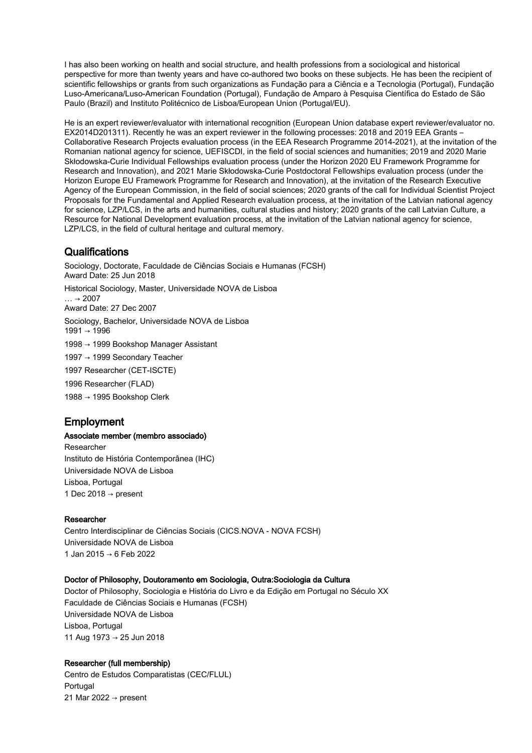I has also been working on health and social structure, and health professions from a sociological and historical perspective for more than twenty years and have co-authored two books on these subjects. He has been the recipient of scientific fellowships or grants from such organizations as Fundação para a Ciência e a Tecnologia (Portugal), Fundação Luso-Americana/Luso-American Foundation (Portugal), Fundação de Amparo à Pesquisa Científica do Estado de São Paulo (Brazil) and Instituto Politécnico de Lisboa/European Union (Portugal/EU).

He is an expert reviewer/evaluator with international recognition (European Union database expert reviewer/evaluator no. EX2014D201311). Recently he was an expert reviewer in the following processes: 2018 and 2019 EEA Grants – Collaborative Research Projects evaluation process (in the EEA Research Programme 2014-2021), at the invitation of the Romanian national agency for science, UEFISCDI, in the field of social sciences and humanities; 2019 and 2020 Marie Skłodowska-Curie Individual Fellowships evaluation process (under the Horizon 2020 EU Framework Programme for Research and Innovation), and 2021 Marie Skłodowska-Curie Postdoctoral Fellowships evaluation process (under the Horizon Europe EU Framework Programme for Research and Innovation), at the invitation of the Research Executive Agency of the European Commission, in the field of social sciences; 2020 grants of the call for Individual Scientist Project Proposals for the Fundamental and Applied Research evaluation process, at the invitation of the Latvian national agency for science, LZP/LCS, in the arts and humanities, cultural studies and history; 2020 grants of the call Latvian Culture, a Resource for National Development evaluation process, at the invitation of the Latvian national agency for science, LZP/LCS, in the field of cultural heritage and cultural memory.

## Qualifications

Sociology, Doctorate, Faculdade de Ciências Sociais e Humanas (FCSH)
Award Date: 25 Jun 2018

Historical Sociology, Master, Universidade NOVA de Lisboa
… → 2007
Award Date: 27 Dec 2007

Sociology, Bachelor, Universidade NOVA de Lisboa
1991 → 1996

1998 → 1999 Bookshop Manager Assistant

1997 → 1999 Secondary Teacher

1997 Researcher (CET-ISCTE)

1996 Researcher (FLAD)

1988 → 1995 Bookshop Clerk

## Employment

**Associate member (membro associado)**
Researcher
Instituto de História Contemporânea (IHC)
Universidade NOVA de Lisboa
Lisboa, Portugal
1 Dec 2018 → present

**Researcher**
Centro Interdisciplinar de Ciências Sociais (CICS.NOVA - NOVA FCSH)
Universidade NOVA de Lisboa
1 Jan 2015 → 6 Feb 2022

**Doctor of Philosophy, Doutoramento em Sociologia, Outra:Sociologia da Cultura**
Doctor of Philosophy, Sociologia e História do Livro e da Edição em Portugal no Século XX
Faculdade de Ciências Sociais e Humanas (FCSH)
Universidade NOVA de Lisboa
Lisboa, Portugal
11 Aug 1973 → 25 Jun 2018

**Researcher (full membership)**
Centro de Estudos Comparatistas (CEC/FLUL)
Portugal
21 Mar 2022 → present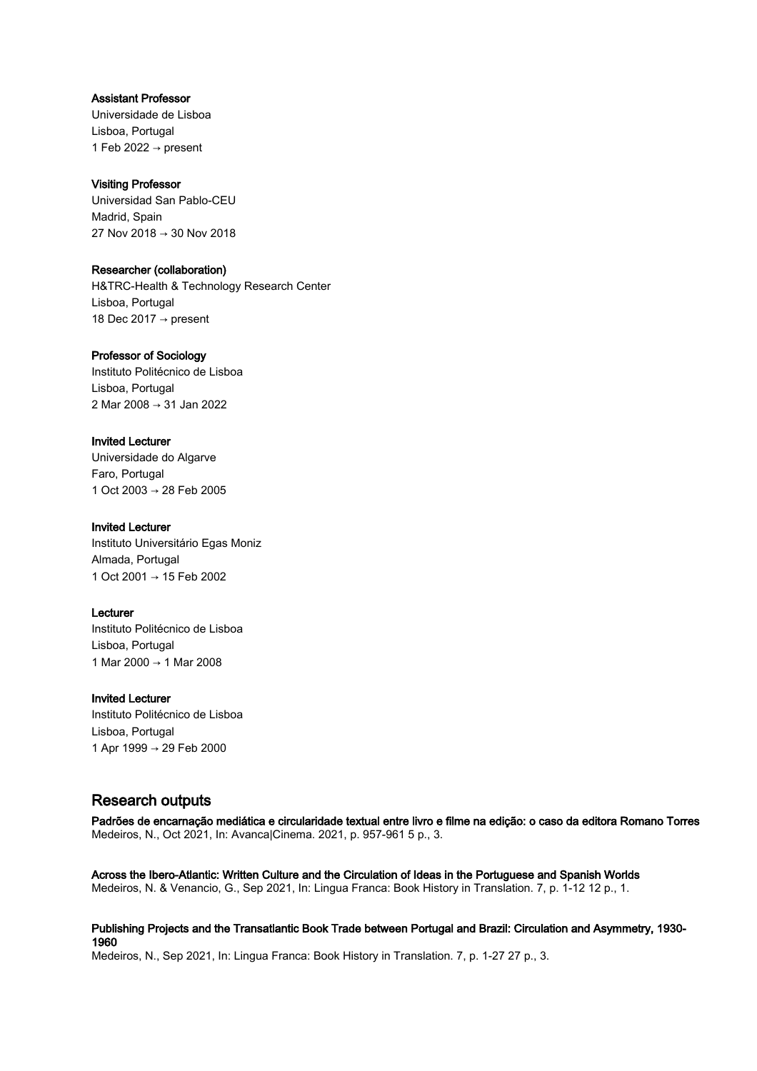**Assistant Professor**
Universidade de Lisboa
Lisboa, Portugal
1 Feb 2022 → present

**Visiting Professor**
Universidad San Pablo-CEU
Madrid, Spain
27 Nov 2018 → 30 Nov 2018

**Researcher (collaboration)**
H&TRC-Health & Technology Research Center
Lisboa, Portugal
18 Dec 2017 → present

**Professor of Sociology**
Instituto Politécnico de Lisboa
Lisboa, Portugal
2 Mar 2008 → 31 Jan 2022

**Invited Lecturer**
Universidade do Algarve
Faro, Portugal
1 Oct 2003 → 28 Feb 2005

**Invited Lecturer**
Instituto Universitário Egas Moniz
Almada, Portugal
1 Oct 2001 → 15 Feb 2002

**Lecturer**
Instituto Politécnico de Lisboa
Lisboa, Portugal
1 Mar 2000 → 1 Mar 2008

**Invited Lecturer**
Instituto Politécnico de Lisboa
Lisboa, Portugal
1 Apr 1999 → 29 Feb 2000

## Research outputs

**Padrões de encarnação mediática e circularidade textual entre livro e filme na edição: o caso da editora Romano Torres**
Medeiros, N., Oct 2021, In: Avanca|Cinema. 2021, p. 957-961 5 p., 3.

**Across the Ibero-Atlantic: Written Culture and the Circulation of Ideas in the Portuguese and Spanish Worlds**
Medeiros, N. & Venancio, G., Sep 2021, In: Lingua Franca: Book History in Translation. 7, p. 1-12 12 p., 1.

**Publishing Projects and the Transatlantic Book Trade between Portugal and Brazil: Circulation and Asymmetry, 1930-1960**
Medeiros, N., Sep 2021, In: Lingua Franca: Book History in Translation. 7, p. 1-27 27 p., 3.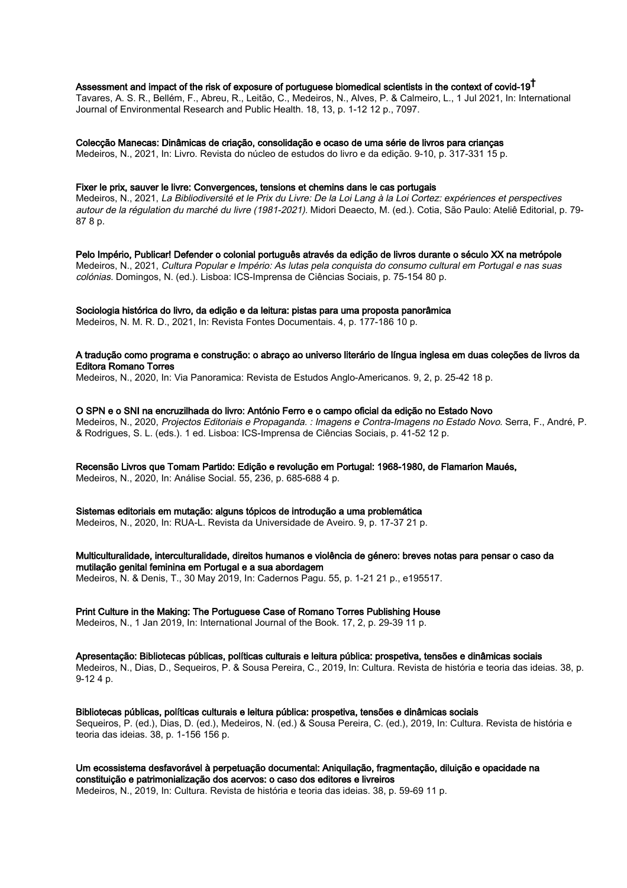**Assessment and impact of the risk of exposure of portuguese biomedical scientists in the context of covid-19†**
Tavares, A. S. R., Bellém, F., Abreu, R., Leitão, C., Medeiros, N., Alves, P. & Calmeiro, L., 1 Jul 2021, In: International Journal of Environmental Research and Public Health. 18, 13, p. 1-12 12 p., 7097.

**Colecção Manecas: Dinâmicas de criação, consolidação e ocaso de uma série de livros para crianças**
Medeiros, N., 2021, In: Livro. Revista do núcleo de estudos do livro e da edição. 9-10, p. 317-331 15 p.

**Fixer le prix, sauver le livre: Convergences, tensions et chemins dans le cas portugais**
Medeiros, N., 2021, *La Bibliodiversité et le Prix du Livre: De la Loi Lang à la Loi Cortez: expériences et perspectives autour de la régulation du marché du livre (1981-2021).* Midori Deaecto, M. (ed.). Cotia, São Paulo: Ateliê Editorial, p. 79-87 8 p.

**Pelo Império, Publicar! Defender o colonial português através da edição de livros durante o século XX na metrópole**
Medeiros, N., 2021, *Cultura Popular e Império: As lutas pela conquista do consumo cultural em Portugal e nas suas colónias.* Domingos, N. (ed.). Lisboa: ICS-Imprensa de Ciências Sociais, p. 75-154 80 p.

**Sociologia histórica do livro, da edição e da leitura: pistas para uma proposta panorâmica**
Medeiros, N. M. R. D., 2021, In: Revista Fontes Documentais. 4, p. 177-186 10 p.

**A tradução como programa e construção: o abraço ao universo literário de língua inglesa em duas coleções de livros da Editora Romano Torres**
Medeiros, N., 2020, In: Via Panoramica: Revista de Estudos Anglo-Americanos. 9, 2, p. 25-42 18 p.

**O SPN e o SNI na encruzilhada do livro: António Ferro e o campo oficial da edição no Estado Novo**
Medeiros, N., 2020, *Projectos Editoriais e Propaganda. : Imagens e Contra-Imagens no Estado Novo.* Serra, F., André, P. & Rodrigues, S. L. (eds.). 1 ed. Lisboa: ICS-Imprensa de Ciências Sociais, p. 41-52 12 p.

**Recensão Livros que Tomam Partido: Edição e revolução em Portugal: 1968-1980, de Flamarion Maués,**
Medeiros, N., 2020, In: Análise Social. 55, 236, p. 685-688 4 p.

**Sistemas editoriais em mutação: alguns tópicos de introdução a uma problemática**
Medeiros, N., 2020, In: RUA-L. Revista da Universidade de Aveiro. 9, p. 17-37 21 p.

**Multiculturalidade, interculturalidade, direitos humanos e violência de género: breves notas para pensar o caso da mutilação genital feminina em Portugal e a sua abordagem**
Medeiros, N. & Denis, T., 30 May 2019, In: Cadernos Pagu. 55, p. 1-21 21 p., e195517.

**Print Culture in the Making: The Portuguese Case of Romano Torres Publishing House**
Medeiros, N., 1 Jan 2019, In: International Journal of the Book. 17, 2, p. 29-39 11 p.

**Apresentação: Bibliotecas públicas, políticas culturais e leitura pública: prospetiva, tensões e dinâmicas sociais**
Medeiros, N., Dias, D., Sequeiros, P. & Sousa Pereira, C., 2019, In: Cultura. Revista de história e teoria das ideias. 38, p. 9-12 4 p.

**Bibliotecas públicas, políticas culturais e leitura pública: prospetiva, tensões e dinâmicas sociais**
Sequeiros, P. (ed.), Dias, D. (ed.), Medeiros, N. (ed.) & Sousa Pereira, C. (ed.), 2019, In: Cultura. Revista de história e teoria das ideias. 38, p. 1-156 156 p.

**Um ecossistema desfavorável à perpetuação documental: Aniquilação, fragmentação, diluição e opacidade na constituição e patrimonialização dos acervos: o caso dos editores e livreiros**
Medeiros, N., 2019, In: Cultura. Revista de história e teoria das ideias. 38, p. 59-69 11 p.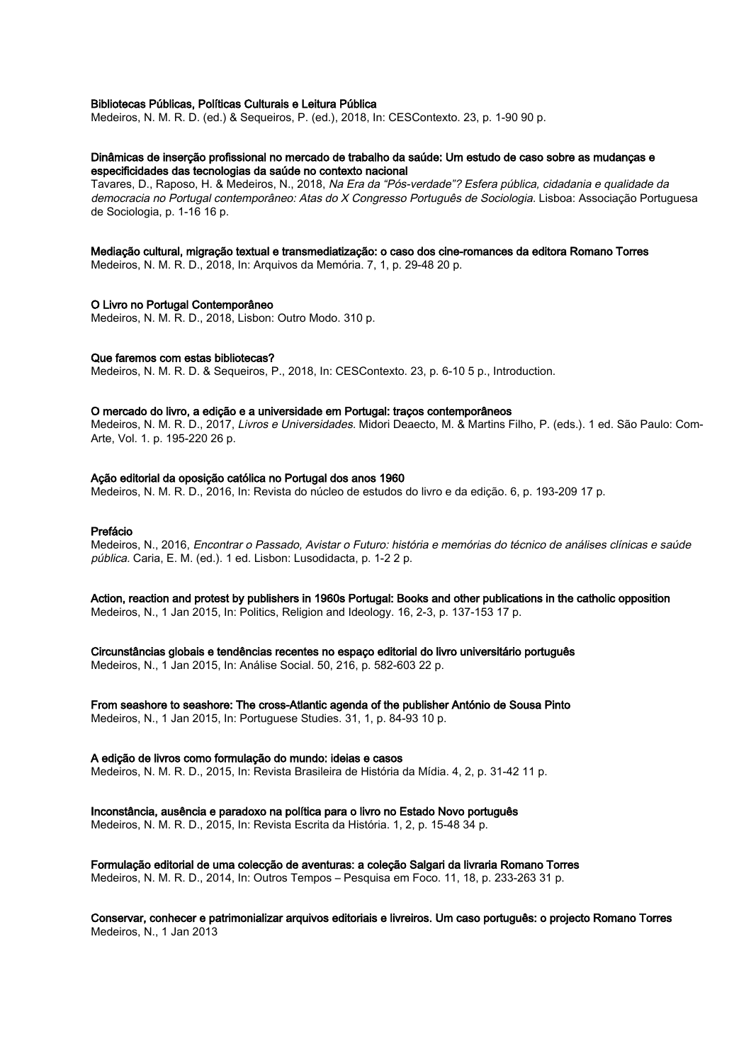**Bibliotecas Públicas, Políticas Culturais e Leitura Pública**
Medeiros, N. M. R. D. (ed.) & Sequeiros, P. (ed.), 2018, In: CESContexto. 23, p. 1-90 90 p.

**Dinâmicas de inserção profissional no mercado de trabalho da saúde: Um estudo de caso sobre as mudanças e especificidades das tecnologias da saúde no contexto nacional**
Tavares, D., Raposo, H. & Medeiros, N., 2018, *Na Era da "Pós-verdade"? Esfera pública, cidadania e qualidade da democracia no Portugal contemporâneo: Atas do X Congresso Português de Sociologia.* Lisboa: Associação Portuguesa de Sociologia, p. 1-16 16 p.

**Mediação cultural, migração textual e transmediatização: o caso dos cine-romances da editora Romano Torres**
Medeiros, N. M. R. D., 2018, In: Arquivos da Memória. 7, 1, p. 29-48 20 p.

**O Livro no Portugal Contemporâneo**
Medeiros, N. M. R. D., 2018, Lisbon: Outro Modo. 310 p.

**Que faremos com estas bibliotecas?**
Medeiros, N. M. R. D. & Sequeiros, P., 2018, In: CESContexto. 23, p. 6-10 5 p., Introduction.

**O mercado do livro, a edição e a universidade em Portugal: traços contemporâneos**
Medeiros, N. M. R. D., 2017, *Livros e Universidades.* Midori Deaecto, M. & Martins Filho, P. (eds.). 1 ed. São Paulo: Com-Arte, Vol. 1. p. 195-220 26 p.

**Ação editorial da oposição católica no Portugal dos anos 1960**
Medeiros, N. M. R. D., 2016, In: Revista do núcleo de estudos do livro e da edição. 6, p. 193-209 17 p.

**Prefácio**
Medeiros, N., 2016, *Encontrar o Passado, Avistar o Futuro: história e memórias do técnico de análises clínicas e saúde pública.* Caria, E. M. (ed.). 1 ed. Lisbon: Lusodidacta, p. 1-2 2 p.

**Action, reaction and protest by publishers in 1960s Portugal: Books and other publications in the catholic opposition**
Medeiros, N., 1 Jan 2015, In: Politics, Religion and Ideology. 16, 2-3, p. 137-153 17 p.

**Circunstâncias globais e tendências recentes no espaço editorial do livro universitário português**
Medeiros, N., 1 Jan 2015, In: Análise Social. 50, 216, p. 582-603 22 p.

**From seashore to seashore: The cross-Atlantic agenda of the publisher António de Sousa Pinto**
Medeiros, N., 1 Jan 2015, In: Portuguese Studies. 31, 1, p. 84-93 10 p.

**A edição de livros como formulação do mundo: ideias e casos**
Medeiros, N. M. R. D., 2015, In: Revista Brasileira de História da Mídia. 4, 2, p. 31-42 11 p.

**Inconstância, ausência e paradoxo na política para o livro no Estado Novo português**
Medeiros, N. M. R. D., 2015, In: Revista Escrita da História. 1, 2, p. 15-48 34 p.

**Formulação editorial de uma colecção de aventuras: a coleção Salgari da livraria Romano Torres**
Medeiros, N. M. R. D., 2014, In: Outros Tempos – Pesquisa em Foco. 11, 18, p. 233-263 31 p.

**Conservar, conhecer e patrimonializar arquivos editoriais e livreiros. Um caso português: o projecto Romano Torres**
Medeiros, N., 1 Jan 2013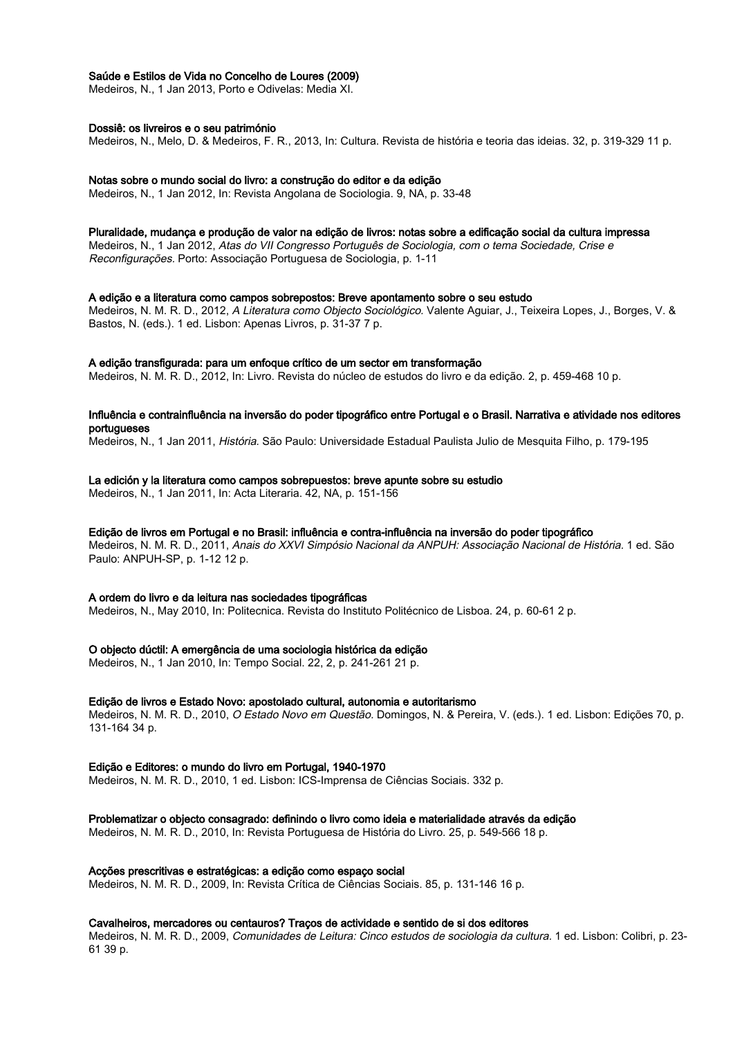**Saúde e Estilos de Vida no Concelho de Loures (2009)**
Medeiros, N., 1 Jan 2013, Porto e Odivelas: Media XI.

**Dossiê: os livreiros e o seu património**
Medeiros, N., Melo, D. & Medeiros, F. R., 2013, In: Cultura. Revista de história e teoria das ideias. 32, p. 319-329 11 p.

**Notas sobre o mundo social do livro: a construção do editor e da edição**
Medeiros, N., 1 Jan 2012, In: Revista Angolana de Sociologia. 9, NA, p. 33-48

**Pluralidade, mudança e produção de valor na edição de livros: notas sobre a edificação social da cultura impressa**
Medeiros, N., 1 Jan 2012, *Atas do VII Congresso Português de Sociologia, com o tema Sociedade, Crise e Reconfigurações*. Porto: Associação Portuguesa de Sociologia, p. 1-11

**A edição e a literatura como campos sobrepostos: Breve apontamento sobre o seu estudo**
Medeiros, N. M. R. D., 2012, *A Literatura como Objecto Sociológico*. Valente Aguiar, J., Teixeira Lopes, J., Borges, V. & Bastos, N. (eds.). 1 ed. Lisbon: Apenas Livros, p. 31-37 7 p.

**A edição transfigurada: para um enfoque crítico de um sector em transformação**
Medeiros, N. M. R. D., 2012, In: Livro. Revista do núcleo de estudos do livro e da edição. 2, p. 459-468 10 p.

**Influência e contrainfluência na inversão do poder tipográfico entre Portugal e o Brasil. Narrativa e atividade nos editores portugueses**
Medeiros, N., 1 Jan 2011, *História*. São Paulo: Universidade Estadual Paulista Julio de Mesquita Filho, p. 179-195

**La edición y la literatura como campos sobrepuestos: breve apunte sobre su estudio**
Medeiros, N., 1 Jan 2011, In: Acta Literaria. 42, NA, p. 151-156

**Edição de livros em Portugal e no Brasil: influência e contra-influência na inversão do poder tipográfico**
Medeiros, N. M. R. D., 2011, *Anais do XXVI Simpósio Nacional da ANPUH: Associação Nacional de História*. 1 ed. São Paulo: ANPUH-SP, p. 1-12 12 p.

**A ordem do livro e da leitura nas sociedades tipográficas**
Medeiros, N., May 2010, In: Politecnica. Revista do Instituto Politécnico de Lisboa. 24, p. 60-61 2 p.

**O objecto dúctil: A emergência de uma sociologia histórica da edição**
Medeiros, N., 1 Jan 2010, In: Tempo Social. 22, 2, p. 241-261 21 p.

**Edição de livros e Estado Novo: apostolado cultural, autonomia e autoritarismo**
Medeiros, N. M. R. D., 2010, *O Estado Novo em Questão*. Domingos, N. & Pereira, V. (eds.). 1 ed. Lisbon: Edições 70, p. 131-164 34 p.

**Edição e Editores: o mundo do livro em Portugal, 1940-1970**
Medeiros, N. M. R. D., 2010, 1 ed. Lisbon: ICS-Imprensa de Ciências Sociais. 332 p.

**Problematizar o objecto consagrado: definindo o livro como ideia e materialidade através da edição**
Medeiros, N. M. R. D., 2010, In: Revista Portuguesa de História do Livro. 25, p. 549-566 18 p.

**Acções prescritivas e estratégicas: a edição como espaço social**
Medeiros, N. M. R. D., 2009, In: Revista Crítica de Ciências Sociais. 85, p. 131-146 16 p.

**Cavalheiros, mercadores ou centauros? Traços de actividade e sentido de si dos editores**
Medeiros, N. M. R. D., 2009, *Comunidades de Leitura: Cinco estudos de sociologia da cultura*. 1 ed. Lisbon: Colibri, p. 23-61 39 p.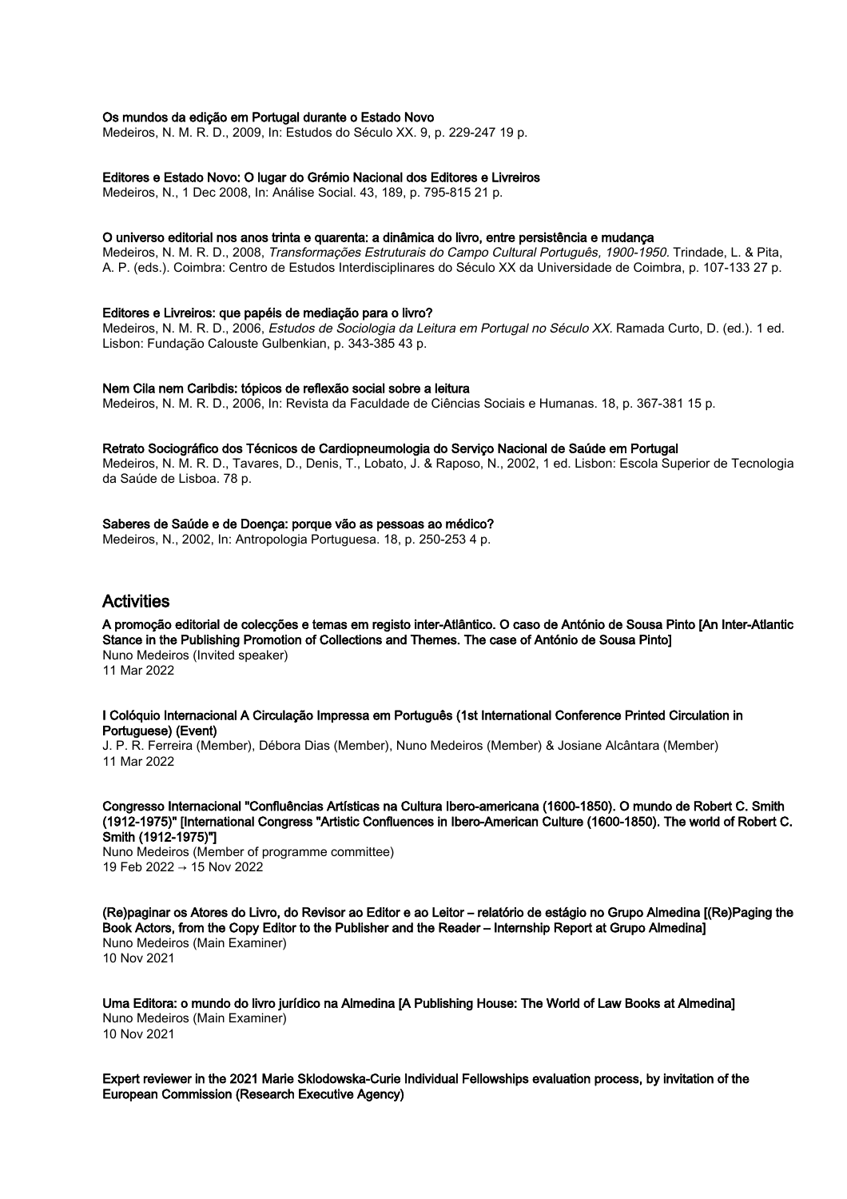**Os mundos da edição em Portugal durante o Estado Novo**
Medeiros, N. M. R. D., 2009, In: Estudos do Século XX. 9, p. 229-247 19 p.

**Editores e Estado Novo: O lugar do Grémio Nacional dos Editores e Livreiros**
Medeiros, N., 1 Dec 2008, In: Análise Social. 43, 189, p. 795-815 21 p.

**O universo editorial nos anos trinta e quarenta: a dinâmica do livro, entre persistência e mudança**
Medeiros, N. M. R. D., 2008, *Transformações Estruturais do Campo Cultural Português, 1900-1950*. Trindade, L. & Pita, A. P. (eds.). Coimbra: Centro de Estudos Interdisciplinares do Século XX da Universidade de Coimbra, p. 107-133 27 p.

**Editores e Livreiros: que papéis de mediação para o livro?**
Medeiros, N. M. R. D., 2006, *Estudos de Sociologia da Leitura em Portugal no Século XX*. Ramada Curto, D. (ed.). 1 ed. Lisbon: Fundação Calouste Gulbenkian, p. 343-385 43 p.

**Nem Cila nem Caribdis: tópicos de reflexão social sobre a leitura**
Medeiros, N. M. R. D., 2006, In: Revista da Faculdade de Ciências Sociais e Humanas. 18, p. 367-381 15 p.

**Retrato Sociográfico dos Técnicos de Cardiopneumologia do Serviço Nacional de Saúde em Portugal**
Medeiros, N. M. R. D., Tavares, D., Denis, T., Lobato, J. & Raposo, N., 2002, 1 ed. Lisbon: Escola Superior de Tecnologia da Saúde de Lisboa. 78 p.

**Saberes de Saúde e de Doença: porque vão as pessoas ao médico?**
Medeiros, N., 2002, In: Antropologia Portuguesa. 18, p. 250-253 4 p.

## Activities

**A promoção editorial de colecções e temas em registo inter-Atlântico. O caso de António de Sousa Pinto [An Inter-Atlantic Stance in the Publishing Promotion of Collections and Themes. The case of António de Sousa Pinto]**
Nuno Medeiros (Invited speaker)
11 Mar 2022

**I Colóquio Internacional A Circulação Impressa em Português (1st International Conference Printed Circulation in Portuguese) (Event)**
J. P. R. Ferreira (Member), Débora Dias (Member), Nuno Medeiros (Member) & Josiane Alcântara (Member)
11 Mar 2022

**Congresso Internacional "Confluências Artísticas na Cultura Ibero-americana (1600-1850). O mundo de Robert C. Smith (1912-1975)" [International Congress "Artistic Confluences in Ibero-American Culture (1600-1850). The world of Robert C. Smith (1912-1975)"]**
Nuno Medeiros (Member of programme committee)
19 Feb 2022 → 15 Nov 2022

**(Re)paginar os Atores do Livro, do Revisor ao Editor e ao Leitor – relatório de estágio no Grupo Almedina [(Re)Paging the Book Actors, from the Copy Editor to the Publisher and the Reader – Internship Report at Grupo Almedina]**
Nuno Medeiros (Main Examiner)
10 Nov 2021

**Uma Editora: o mundo do livro jurídico na Almedina [A Publishing House: The World of Law Books at Almedina]**
Nuno Medeiros (Main Examiner)
10 Nov 2021

**Expert reviewer in the 2021 Marie Sklodowska-Curie Individual Fellowships evaluation process, by invitation of the European Commission (Research Executive Agency)**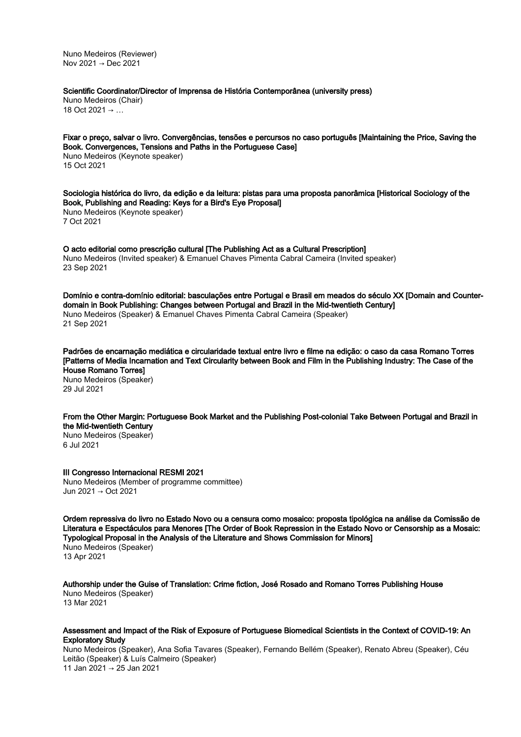Nuno Medeiros (Reviewer)
Nov 2021 → Dec 2021

**Scientific Coordinator/Director of Imprensa de História Contemporânea (university press)**
Nuno Medeiros (Chair)
18 Oct 2021 → …

**Fixar o preço, salvar o livro. Convergências, tensões e percursos no caso português [Maintaining the Price, Saving the Book. Convergences, Tensions and Paths in the Portuguese Case]**
Nuno Medeiros (Keynote speaker)
15 Oct 2021

**Sociologia histórica do livro, da edição e da leitura: pistas para uma proposta panorâmica [Historical Sociology of the Book, Publishing and Reading: Keys for a Bird's Eye Proposal]**
Nuno Medeiros (Keynote speaker)
7 Oct 2021

**O acto editorial como prescrição cultural [The Publishing Act as a Cultural Prescription]**
Nuno Medeiros (Invited speaker) & Emanuel Chaves Pimenta Cabral Cameira (Invited speaker)
23 Sep 2021

**Domínio e contra-domínio editorial: basculações entre Portugal e Brasil em meados do século XX [Domain and Counter-domain in Book Publishing: Changes between Portugal and Brazil in the Mid-twentieth Century]**
Nuno Medeiros (Speaker) & Emanuel Chaves Pimenta Cabral Cameira (Speaker)
21 Sep 2021

**Padrões de encarnação mediática e circularidade textual entre livro e filme na edição: o caso da casa Romano Torres [Patterns of Media Incarnation and Text Circularity between Book and Film in the Publishing Industry: The Case of the House Romano Torres]**
Nuno Medeiros (Speaker)
29 Jul 2021

**From the Other Margin: Portuguese Book Market and the Publishing Post-colonial Take Between Portugal and Brazil in the Mid-twentieth Century**
Nuno Medeiros (Speaker)
6 Jul 2021

**III Congresso Internacional RESMI 2021**
Nuno Medeiros (Member of programme committee)
Jun 2021 → Oct 2021

**Ordem repressiva do livro no Estado Novo ou a censura como mosaico: proposta tipológica na análise da Comissão de Literatura e Espectáculos para Menores [The Order of Book Repression in the Estado Novo or Censorship as a Mosaic: Typological Proposal in the Analysis of the Literature and Shows Commission for Minors]**
Nuno Medeiros (Speaker)
13 Apr 2021

**Authorship under the Guise of Translation: Crime fiction, José Rosado and Romano Torres Publishing House**
Nuno Medeiros (Speaker)
13 Mar 2021

**Assessment and Impact of the Risk of Exposure of Portuguese Biomedical Scientists in the Context of COVID-19: An Exploratory Study**
Nuno Medeiros (Speaker), Ana Sofia Tavares (Speaker), Fernando Bellém (Speaker), Renato Abreu (Speaker), Céu Leitão (Speaker) & Luís Calmeiro (Speaker)
11 Jan 2021 → 25 Jan 2021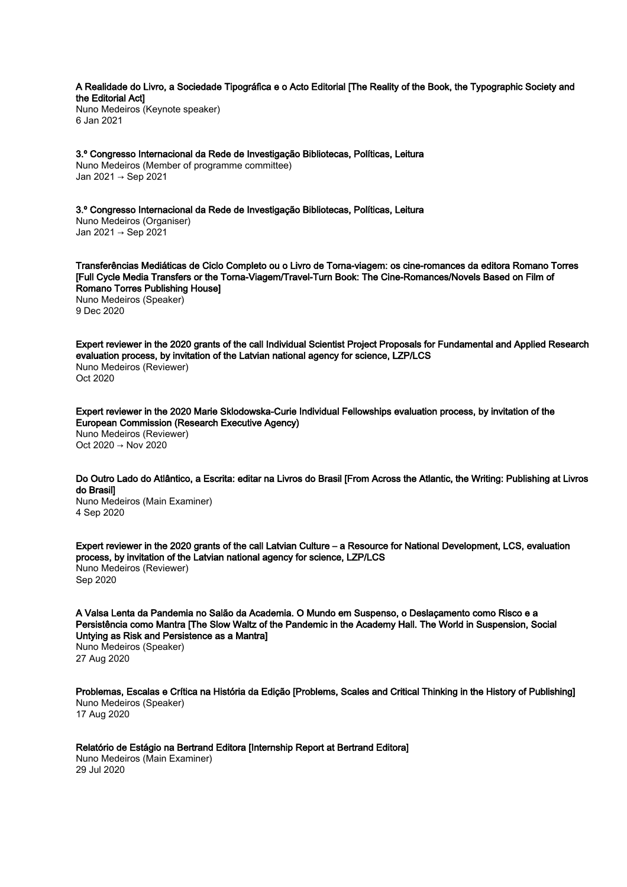**A Realidade do Livro, a Sociedade Tipográfica e o Acto Editorial [The Reality of the Book, the Typographic Society and the Editorial Act]**
Nuno Medeiros (Keynote speaker)
6 Jan 2021

**3.º Congresso Internacional da Rede de Investigação Bibliotecas, Políticas, Leitura**
Nuno Medeiros (Member of programme committee)
Jan 2021 → Sep 2021

**3.º Congresso Internacional da Rede de Investigação Bibliotecas, Políticas, Leitura**
Nuno Medeiros (Organiser)
Jan 2021 → Sep 2021

**Transferências Mediáticas de Ciclo Completo ou o Livro de Torna-viagem: os cine-romances da editora Romano Torres [Full Cycle Media Transfers or the Torna-Viagem/Travel-Turn Book: The Cine-Romances/Novels Based on Film of Romano Torres Publishing House]**
Nuno Medeiros (Speaker)
9 Dec 2020

**Expert reviewer in the 2020 grants of the call Individual Scientist Project Proposals for Fundamental and Applied Research evaluation process, by invitation of the Latvian national agency for science, LZP/LCS**
Nuno Medeiros (Reviewer)
Oct 2020

**Expert reviewer in the 2020 Marie Sklodowska-Curie Individual Fellowships evaluation process, by invitation of the European Commission (Research Executive Agency)**
Nuno Medeiros (Reviewer)
Oct 2020 → Nov 2020

**Do Outro Lado do Atlântico, a Escrita: editar na Livros do Brasil [From Across the Atlantic, the Writing: Publishing at Livros do Brasil]**
Nuno Medeiros (Main Examiner)
4 Sep 2020

**Expert reviewer in the 2020 grants of the call Latvian Culture – a Resource for National Development, LCS, evaluation process, by invitation of the Latvian national agency for science, LZP/LCS**
Nuno Medeiros (Reviewer)
Sep 2020

**A Valsa Lenta da Pandemia no Salão da Academia. O Mundo em Suspenso, o Deslaçamento como Risco e a Persistência como Mantra [The Slow Waltz of the Pandemic in the Academy Hall. The World in Suspension, Social Untying as Risk and Persistence as a Mantra]**
Nuno Medeiros (Speaker)
27 Aug 2020

**Problemas, Escalas e Crítica na História da Edição [Problems, Scales and Critical Thinking in the History of Publishing]**
Nuno Medeiros (Speaker)
17 Aug 2020

**Relatório de Estágio na Bertrand Editora [Internship Report at Bertrand Editora]**
Nuno Medeiros (Main Examiner)
29 Jul 2020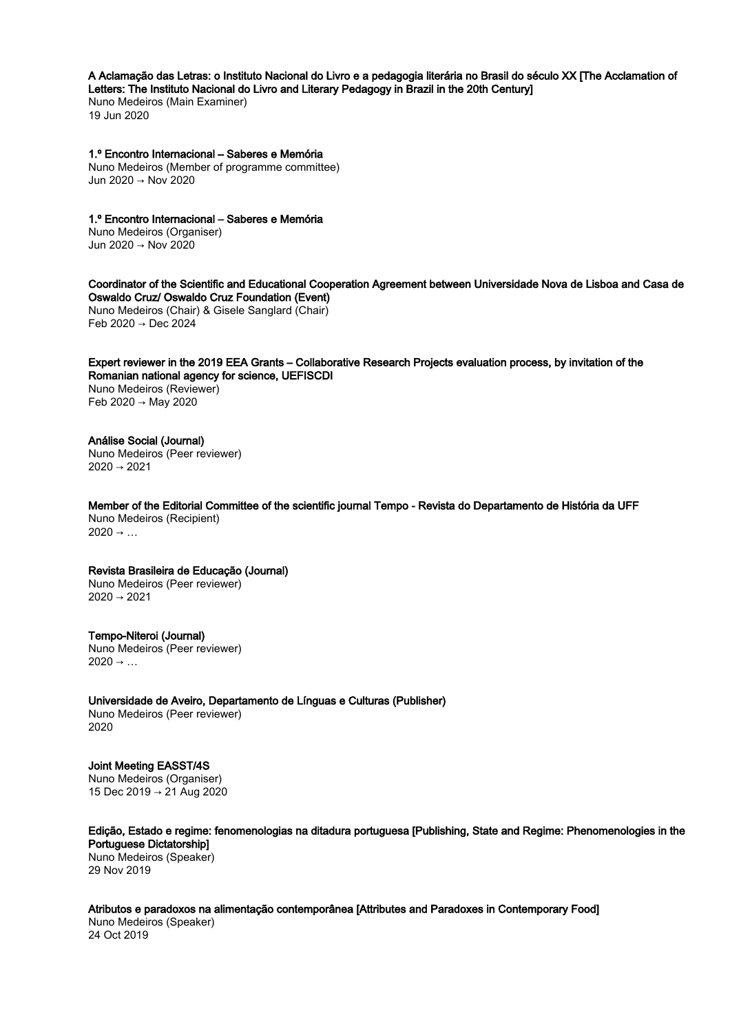**A Aclamação das Letras: o Instituto Nacional do Livro e a pedagogia literária no Brasil do século XX [The Acclamation of Letters: The Instituto Nacional do Livro and Literary Pedagogy in Brazil in the 20th Century]**
Nuno Medeiros (Main Examiner)
19 Jun 2020

**1.º Encontro Internacional – Saberes e Memória**
Nuno Medeiros (Member of programme committee)
Jun 2020 → Nov 2020

**1.º Encontro Internacional – Saberes e Memória**
Nuno Medeiros (Organiser)
Jun 2020 → Nov 2020

**Coordinator of the Scientific and Educational Cooperation Agreement between Universidade Nova de Lisboa and Casa de Oswaldo Cruz/ Oswaldo Cruz Foundation (Event)**
Nuno Medeiros (Chair) & Gisele Sanglard (Chair)
Feb 2020 → Dec 2024

**Expert reviewer in the 2019 EEA Grants – Collaborative Research Projects evaluation process, by invitation of the Romanian national agency for science, UEFISCDI**
Nuno Medeiros (Reviewer)
Feb 2020 → May 2020

**Análise Social (Journal)**
Nuno Medeiros (Peer reviewer)
2020 → 2021

**Member of the Editorial Committee of the scientific journal Tempo - Revista do Departamento de História da UFF**
Nuno Medeiros (Recipient)
2020 → …

**Revista Brasileira de Educação (Journal)**
Nuno Medeiros (Peer reviewer)
2020 → 2021

**Tempo-Niteroi (Journal)**
Nuno Medeiros (Peer reviewer)
2020 → …

**Universidade de Aveiro, Departamento de Línguas e Culturas (Publisher)**
Nuno Medeiros (Peer reviewer)
2020

**Joint Meeting EASST/4S**
Nuno Medeiros (Organiser)
15 Dec 2019 → 21 Aug 2020

**Edição, Estado e regime: fenomenologias na ditadura portuguesa [Publishing, State and Regime: Phenomenologies in the Portuguese Dictatorship]**
Nuno Medeiros (Speaker)
29 Nov 2019

**Atributos e paradoxos na alimentação contemporânea [Attributes and Paradoxes in Contemporary Food]**
Nuno Medeiros (Speaker)
24 Oct 2019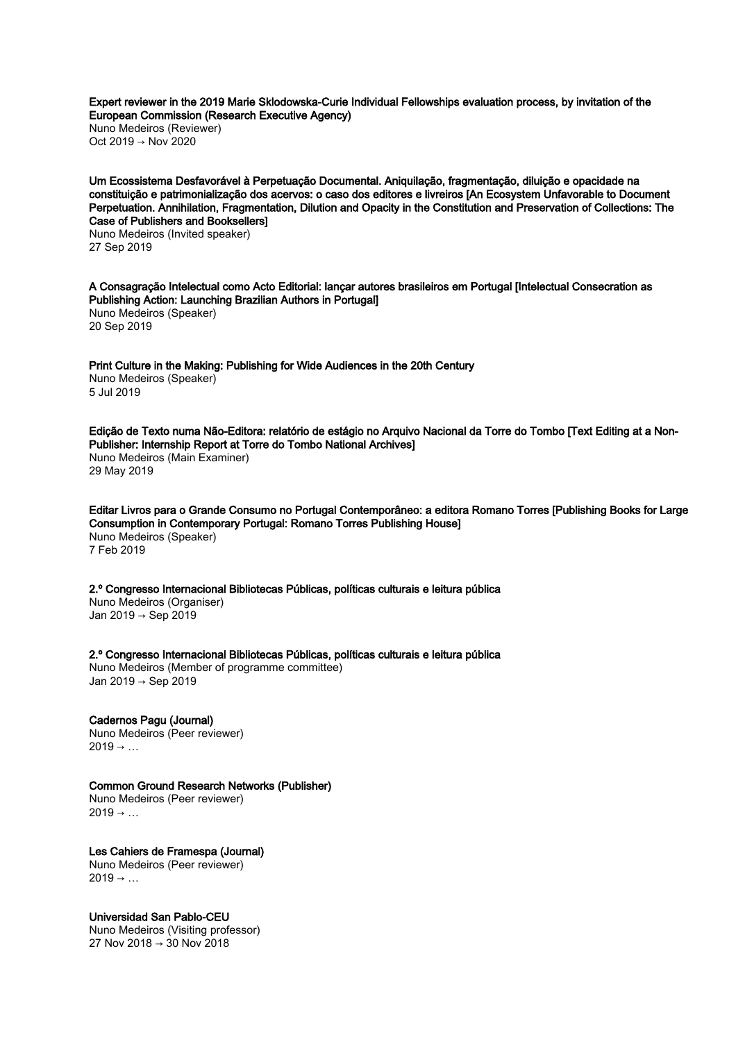**Expert reviewer in the 2019 Marie Sklodowska-Curie Individual Fellowships evaluation process, by invitation of the European Commission (Research Executive Agency)**
Nuno Medeiros (Reviewer)
Oct 2019 → Nov 2020

**Um Ecossistema Desfavorável à Perpetuação Documental. Aniquilação, fragmentação, diluição e opacidade na constituição e patrimonialização dos acervos: o caso dos editores e livreiros [An Ecosystem Unfavorable to Document Perpetuation. Annihilation, Fragmentation, Dilution and Opacity in the Constitution and Preservation of Collections: The Case of Publishers and Booksellers]**
Nuno Medeiros (Invited speaker)
27 Sep 2019

**A Consagração Intelectual como Acto Editorial: lançar autores brasileiros em Portugal [Intelectual Consecration as Publishing Action: Launching Brazilian Authors in Portugal]**
Nuno Medeiros (Speaker)
20 Sep 2019

**Print Culture in the Making: Publishing for Wide Audiences in the 20th Century**
Nuno Medeiros (Speaker)
5 Jul 2019

**Edição de Texto numa Não-Editora: relatório de estágio no Arquivo Nacional da Torre do Tombo [Text Editing at a Non-Publisher: Internship Report at Torre do Tombo National Archives]**
Nuno Medeiros (Main Examiner)
29 May 2019

**Editar Livros para o Grande Consumo no Portugal Contemporâneo: a editora Romano Torres [Publishing Books for Large Consumption in Contemporary Portugal: Romano Torres Publishing House]**
Nuno Medeiros (Speaker)
7 Feb 2019

**2.º Congresso Internacional Bibliotecas Públicas, políticas culturais e leitura pública**
Nuno Medeiros (Organiser)
Jan 2019 → Sep 2019

**2.º Congresso Internacional Bibliotecas Públicas, políticas culturais e leitura pública**
Nuno Medeiros (Member of programme committee)
Jan 2019 → Sep 2019

**Cadernos Pagu (Journal)**
Nuno Medeiros (Peer reviewer)
2019 → …

**Common Ground Research Networks (Publisher)**
Nuno Medeiros (Peer reviewer)
2019 → …

**Les Cahiers de Framespa (Journal)**
Nuno Medeiros (Peer reviewer)
2019 → …

**Universidad San Pablo-CEU**
Nuno Medeiros (Visiting professor)
27 Nov 2018 → 30 Nov 2018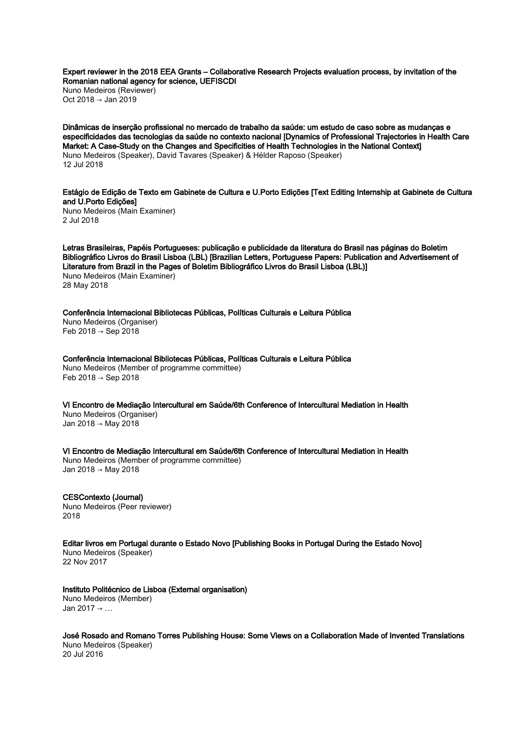**Expert reviewer in the 2018 EEA Grants – Collaborative Research Projects evaluation process, by invitation of the Romanian national agency for science, UEFISCDI**
Nuno Medeiros (Reviewer)
Oct 2018 → Jan 2019

**Dinâmicas de inserção profissional no mercado de trabalho da saúde: um estudo de caso sobre as mudanças e especificidades das tecnologias da saúde no contexto nacional [Dynamics of Professional Trajectories in Health Care Market: A Case-Study on the Changes and Specificities of Health Technologies in the National Context]**
Nuno Medeiros (Speaker), David Tavares (Speaker) & Hélder Raposo (Speaker)
12 Jul 2018

**Estágio de Edição de Texto em Gabinete de Cultura e U.Porto Edições [Text Editing Internship at Gabinete de Cultura and U.Porto Edições]**
Nuno Medeiros (Main Examiner)
2 Jul 2018

**Letras Brasileiras, Papéis Portugueses: publicação e publicidade da literatura do Brasil nas páginas do Boletim Bibliográfico Livros do Brasil Lisboa (LBL) [Brazilian Letters, Portuguese Papers: Publication and Advertisement of Literature from Brazil in the Pages of Boletim Bibliográfico Livros do Brasil Lisboa (LBL)]**
Nuno Medeiros (Main Examiner)
28 May 2018

**Conferência Internacional Bibliotecas Públicas, Políticas Culturais e Leitura Pública**
Nuno Medeiros (Organiser)
Feb 2018 → Sep 2018

**Conferência Internacional Bibliotecas Públicas, Políticas Culturais e Leitura Pública**
Nuno Medeiros (Member of programme committee)
Feb 2018 → Sep 2018

**VI Encontro de Mediação Intercultural em Saúde/6th Conference of Intercultural Mediation in Health**
Nuno Medeiros (Organiser)
Jan 2018 → May 2018

**VI Encontro de Mediação Intercultural em Saúde/6th Conference of Intercultural Mediation in Health**
Nuno Medeiros (Member of programme committee)
Jan 2018 → May 2018

**CESContexto (Journal)**
Nuno Medeiros (Peer reviewer)
2018

**Editar livros em Portugal durante o Estado Novo [Publishing Books in Portugal During the Estado Novo]**
Nuno Medeiros (Speaker)
22 Nov 2017

**Instituto Politécnico de Lisboa (External organisation)**
Nuno Medeiros (Member)
Jan 2017 → …

**José Rosado and Romano Torres Publishing House: Some Views on a Collaboration Made of Invented Translations**
Nuno Medeiros (Speaker)
20 Jul 2016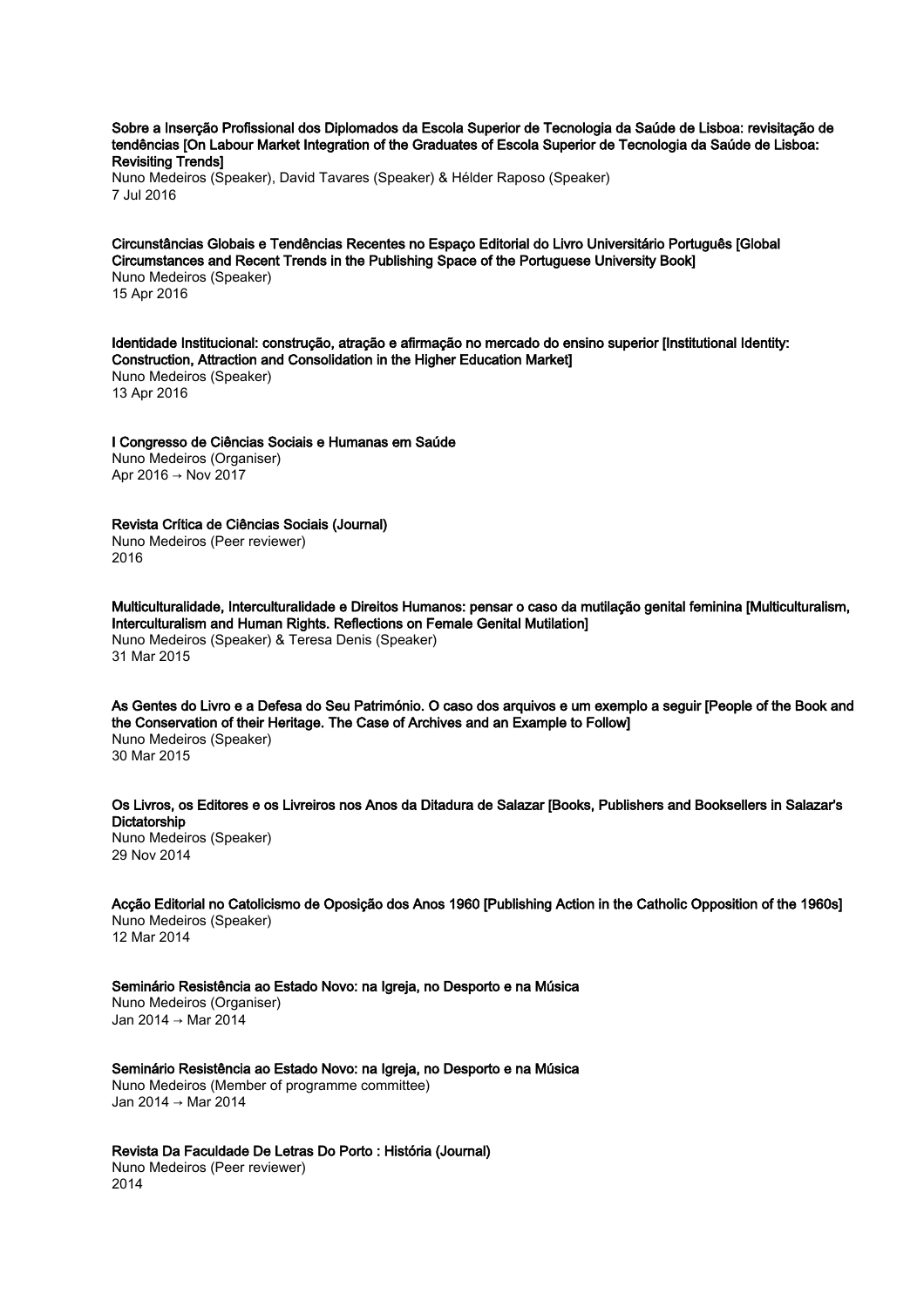**Sobre a Inserção Profissional dos Diplomados da Escola Superior de Tecnologia da Saúde de Lisboa: revisitação de tendências [On Labour Market Integration of the Graduates of Escola Superior de Tecnologia da Saúde de Lisboa: Revisiting Trends]**
Nuno Medeiros (Speaker), David Tavares (Speaker) & Hélder Raposo (Speaker)
7 Jul 2016

**Circunstâncias Globais e Tendências Recentes no Espaço Editorial do Livro Universitário Português [Global Circumstances and Recent Trends in the Publishing Space of the Portuguese University Book]**
Nuno Medeiros (Speaker)
15 Apr 2016

**Identidade Institucional: construção, atração e afirmação no mercado do ensino superior [Institutional Identity: Construction, Attraction and Consolidation in the Higher Education Market]**
Nuno Medeiros (Speaker)
13 Apr 2016

**I Congresso de Ciências Sociais e Humanas em Saúde**
Nuno Medeiros (Organiser)
Apr 2016 → Nov 2017

**Revista Crítica de Ciências Sociais (Journal)**
Nuno Medeiros (Peer reviewer)
2016

**Multiculturalidade, Interculturalidade e Direitos Humanos: pensar o caso da mutilação genital feminina [Multiculturalism, Interculturalism and Human Rights. Reflections on Female Genital Mutilation]**
Nuno Medeiros (Speaker) & Teresa Denis (Speaker)
31 Mar 2015

**As Gentes do Livro e a Defesa do Seu Património. O caso dos arquivos e um exemplo a seguir [People of the Book and the Conservation of their Heritage. The Case of Archives and an Example to Follow]**
Nuno Medeiros (Speaker)
30 Mar 2015

**Os Livros, os Editores e os Livreiros nos Anos da Ditadura de Salazar [Books, Publishers and Booksellers in Salazar's Dictatorship**
Nuno Medeiros (Speaker)
29 Nov 2014

**Acção Editorial no Catolicismo de Oposição dos Anos 1960 [Publishing Action in the Catholic Opposition of the 1960s]**
Nuno Medeiros (Speaker)
12 Mar 2014

**Seminário Resistência ao Estado Novo: na Igreja, no Desporto e na Música**
Nuno Medeiros (Organiser)
Jan 2014 → Mar 2014

**Seminário Resistência ao Estado Novo: na Igreja, no Desporto e na Música**
Nuno Medeiros (Member of programme committee)
Jan 2014 → Mar 2014

**Revista Da Faculdade De Letras Do Porto : História (Journal)**
Nuno Medeiros (Peer reviewer)
2014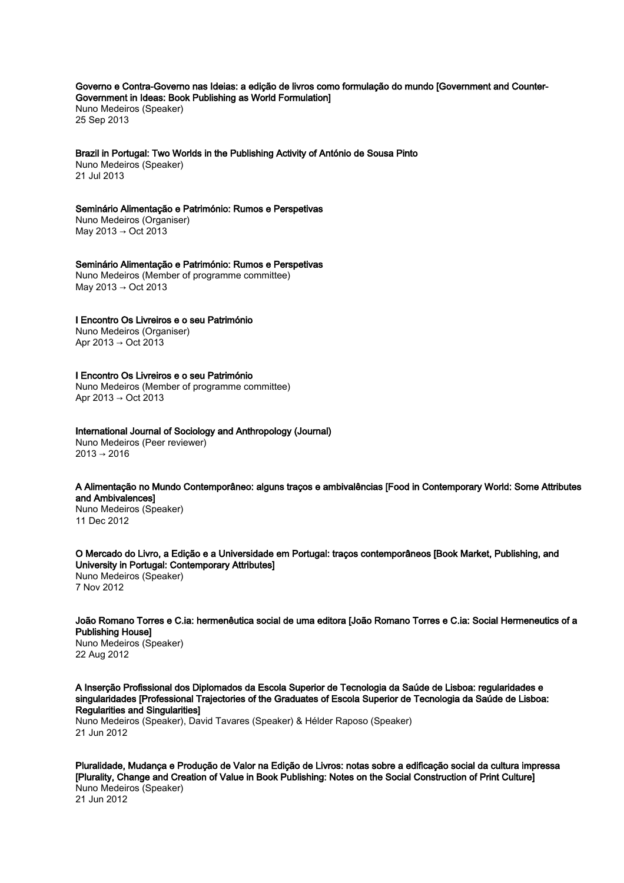**Governo e Contra-Governo nas Ideias: a edição de livros como formulação do mundo [Government and Counter-Government in Ideas: Book Publishing as World Formulation]**
Nuno Medeiros (Speaker)
25 Sep 2013

**Brazil in Portugal: Two Worlds in the Publishing Activity of António de Sousa Pinto**
Nuno Medeiros (Speaker)
21 Jul 2013

**Seminário Alimentação e Património: Rumos e Perspetivas**
Nuno Medeiros (Organiser)
May 2013 → Oct 2013

**Seminário Alimentação e Património: Rumos e Perspetivas**
Nuno Medeiros (Member of programme committee)
May 2013 → Oct 2013

**I Encontro Os Livreiros e o seu Património**
Nuno Medeiros (Organiser)
Apr 2013 → Oct 2013

**I Encontro Os Livreiros e o seu Património**
Nuno Medeiros (Member of programme committee)
Apr 2013 → Oct 2013

**International Journal of Sociology and Anthropology (Journal)**
Nuno Medeiros (Peer reviewer)
2013 → 2016

**A Alimentação no Mundo Contemporâneo: alguns traços e ambivalências [Food in Contemporary World: Some Attributes and Ambivalences]**
Nuno Medeiros (Speaker)
11 Dec 2012

**O Mercado do Livro, a Edição e a Universidade em Portugal: traços contemporâneos [Book Market, Publishing, and University in Portugal: Contemporary Attributes]**
Nuno Medeiros (Speaker)
7 Nov 2012

**João Romano Torres e C.ia: hermenêutica social de uma editora [João Romano Torres e C.ia: Social Hermeneutics of a Publishing House]**
Nuno Medeiros (Speaker)
22 Aug 2012

**A Inserção Profissional dos Diplomados da Escola Superior de Tecnologia da Saúde de Lisboa: regularidades e singularidades [Professional Trajectories of the Graduates of Escola Superior de Tecnologia da Saúde de Lisboa: Regularities and Singularities]**
Nuno Medeiros (Speaker), David Tavares (Speaker) & Hélder Raposo (Speaker)
21 Jun 2012

**Pluralidade, Mudança e Produção de Valor na Edição de Livros: notas sobre a edificação social da cultura impressa [Plurality, Change and Creation of Value in Book Publishing: Notes on the Social Construction of Print Culture]**
Nuno Medeiros (Speaker)
21 Jun 2012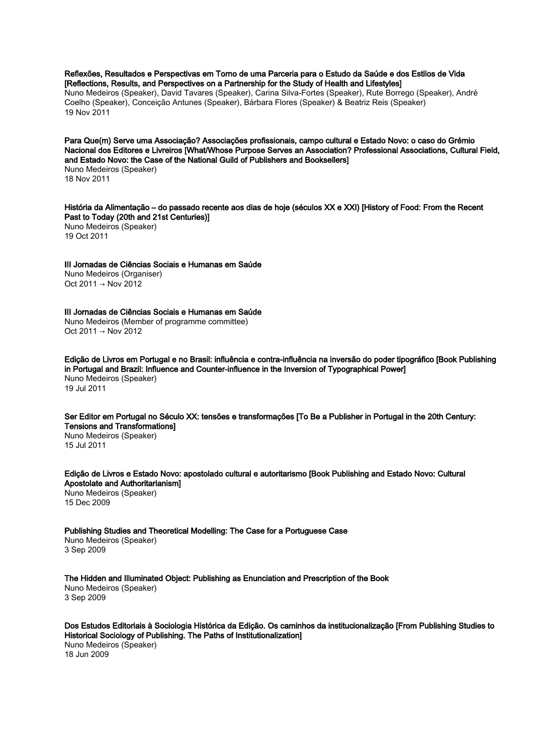**Reflexões, Resultados e Perspectivas em Torno de uma Parceria para o Estudo da Saúde e dos Estilos de Vida [Reflections, Results, and Perspectives on a Partnership for the Study of Health and Lifestyles]**
Nuno Medeiros (Speaker), David Tavares (Speaker), Carina Silva-Fortes (Speaker), Rute Borrego (Speaker), André Coelho (Speaker), Conceição Antunes (Speaker), Bárbara Flores (Speaker) & Beatriz Reis (Speaker)
19 Nov 2011

**Para Que(m) Serve uma Associação? Associações profissionais, campo cultural e Estado Novo: o caso do Grémio Nacional dos Editores e Livreiros [What/Whose Purpose Serves an Association? Professional Associations, Cultural Field, and Estado Novo: the Case of the National Guild of Publishers and Booksellers]**
Nuno Medeiros (Speaker)
18 Nov 2011

**História da Alimentação – do passado recente aos dias de hoje (séculos XX e XXI) [History of Food: From the Recent Past to Today (20th and 21st Centuries)]**
Nuno Medeiros (Speaker)
19 Oct 2011

**III Jornadas de Ciências Sociais e Humanas em Saúde**
Nuno Medeiros (Organiser)
Oct 2011 → Nov 2012

**III Jornadas de Ciências Sociais e Humanas em Saúde**
Nuno Medeiros (Member of programme committee)
Oct 2011 → Nov 2012

**Edição de Livros em Portugal e no Brasil: influência e contra-influência na inversão do poder tipográfico [Book Publishing in Portugal and Brazil: Influence and Counter-influence in the Inversion of Typographical Power]**
Nuno Medeiros (Speaker)
19 Jul 2011

**Ser Editor em Portugal no Século XX: tensões e transformações [To Be a Publisher in Portugal in the 20th Century: Tensions and Transformations]**
Nuno Medeiros (Speaker)
15 Jul 2011

**Edição de Livros e Estado Novo: apostolado cultural e autoritarismo [Book Publishing and Estado Novo: Cultural Apostolate and Authoritarianism]**
Nuno Medeiros (Speaker)
15 Dec 2009

**Publishing Studies and Theoretical Modelling: The Case for a Portuguese Case**
Nuno Medeiros (Speaker)
3 Sep 2009

**The Hidden and Illuminated Object: Publishing as Enunciation and Prescription of the Book**
Nuno Medeiros (Speaker)
3 Sep 2009

**Dos Estudos Editoriais à Sociologia Histórica da Edição. Os caminhos da institucionalização [From Publishing Studies to Historical Sociology of Publishing. The Paths of Institutionalization]**
Nuno Medeiros (Speaker)
18 Jun 2009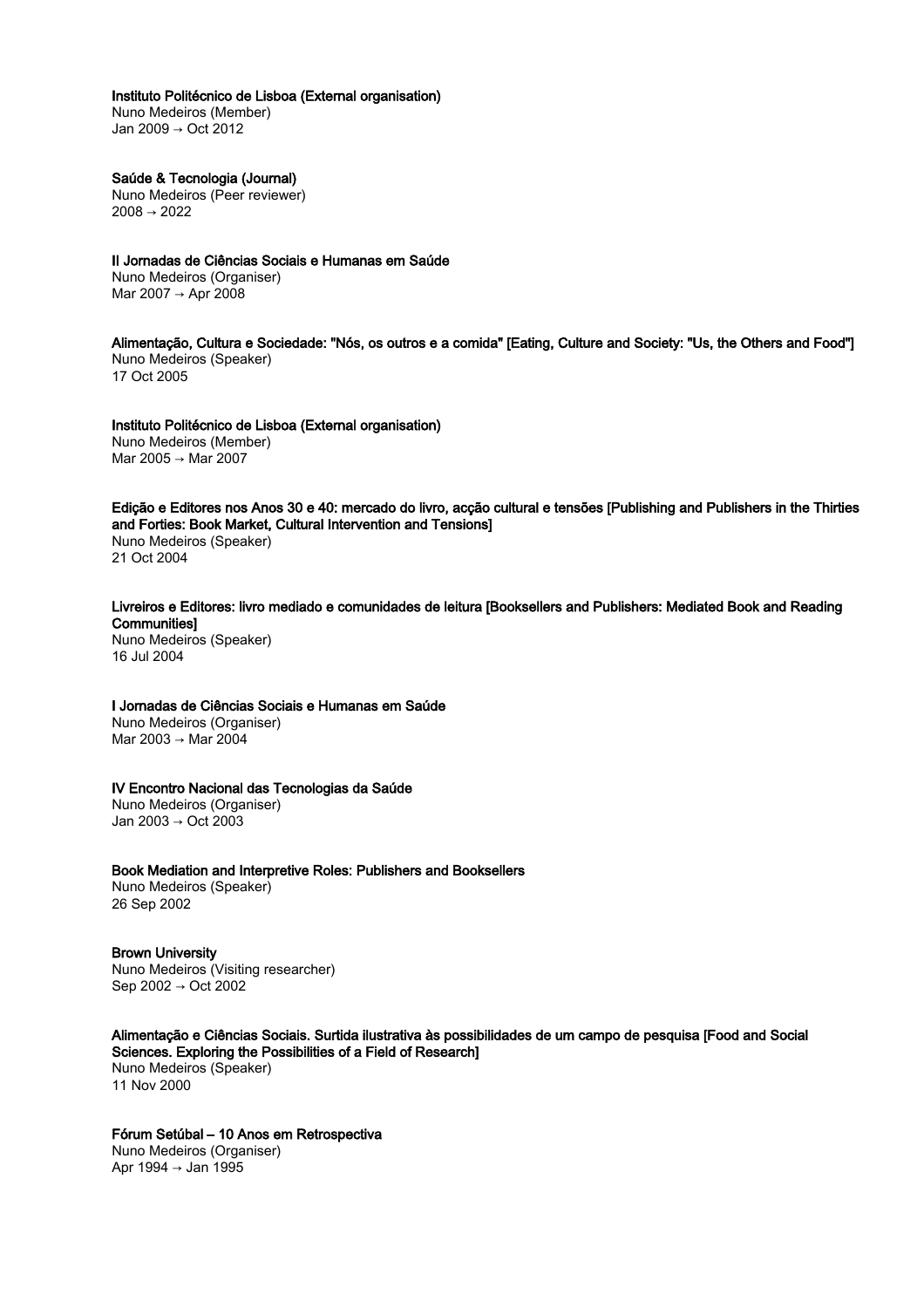**Instituto Politécnico de Lisboa (External organisation)**
Nuno Medeiros (Member)
Jan 2009 → Oct 2012

**Saúde & Tecnologia (Journal)**
Nuno Medeiros (Peer reviewer)
2008 → 2022

**II Jornadas de Ciências Sociais e Humanas em Saúde**
Nuno Medeiros (Organiser)
Mar 2007 → Apr 2008

**Alimentação, Cultura e Sociedade: "Nós, os outros e a comida" [Eating, Culture and Society: "Us, the Others and Food"]**
Nuno Medeiros (Speaker)
17 Oct 2005

**Instituto Politécnico de Lisboa (External organisation)**
Nuno Medeiros (Member)
Mar 2005 → Mar 2007

**Edição e Editores nos Anos 30 e 40: mercado do livro, acção cultural e tensões [Publishing and Publishers in the Thirties and Forties: Book Market, Cultural Intervention and Tensions]**
Nuno Medeiros (Speaker)
21 Oct 2004

**Livreiros e Editores: livro mediado e comunidades de leitura [Booksellers and Publishers: Mediated Book and Reading Communities]**
Nuno Medeiros (Speaker)
16 Jul 2004

**I Jornadas de Ciências Sociais e Humanas em Saúde**
Nuno Medeiros (Organiser)
Mar 2003 → Mar 2004

**IV Encontro Nacional das Tecnologias da Saúde**
Nuno Medeiros (Organiser)
Jan 2003 → Oct 2003

**Book Mediation and Interpretive Roles: Publishers and Booksellers**
Nuno Medeiros (Speaker)
26 Sep 2002

**Brown University**
Nuno Medeiros (Visiting researcher)
Sep 2002 → Oct 2002

**Alimentação e Ciências Sociais. Surtida ilustrativa às possibilidades de um campo de pesquisa [Food and Social Sciences. Exploring the Possibilities of a Field of Research]**
Nuno Medeiros (Speaker)
11 Nov 2000

**Fórum Setúbal – 10 Anos em Retrospectiva**
Nuno Medeiros (Organiser)
Apr 1994 → Jan 1995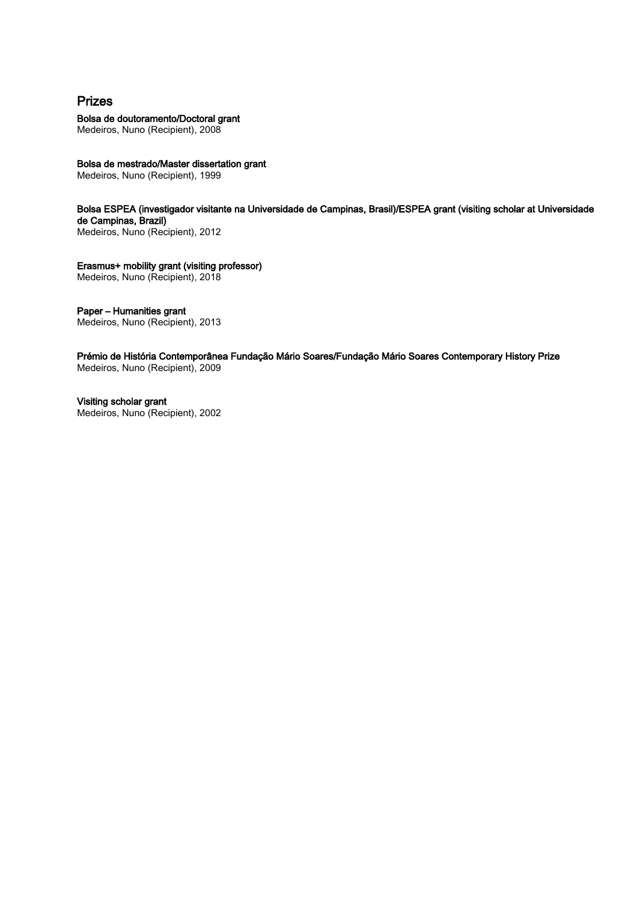## Prizes

**Bolsa de doutoramento/Doctoral grant**
Medeiros, Nuno (Recipient), 2008

**Bolsa de mestrado/Master dissertation grant**
Medeiros, Nuno (Recipient), 1999

**Bolsa ESPEA (investigador visitante na Universidade de Campinas, Brasil)/ESPEA grant (visiting scholar at Universidade de Campinas, Brazil)**
Medeiros, Nuno (Recipient), 2012

**Erasmus+ mobility grant (visiting professor)**
Medeiros, Nuno (Recipient), 2018

**Paper – Humanities grant**
Medeiros, Nuno (Recipient), 2013

**Prémio de História Contemporânea Fundação Mário Soares/Fundação Mário Soares Contemporary History Prize**
Medeiros, Nuno (Recipient), 2009

**Visiting scholar grant**
Medeiros, Nuno (Recipient), 2002